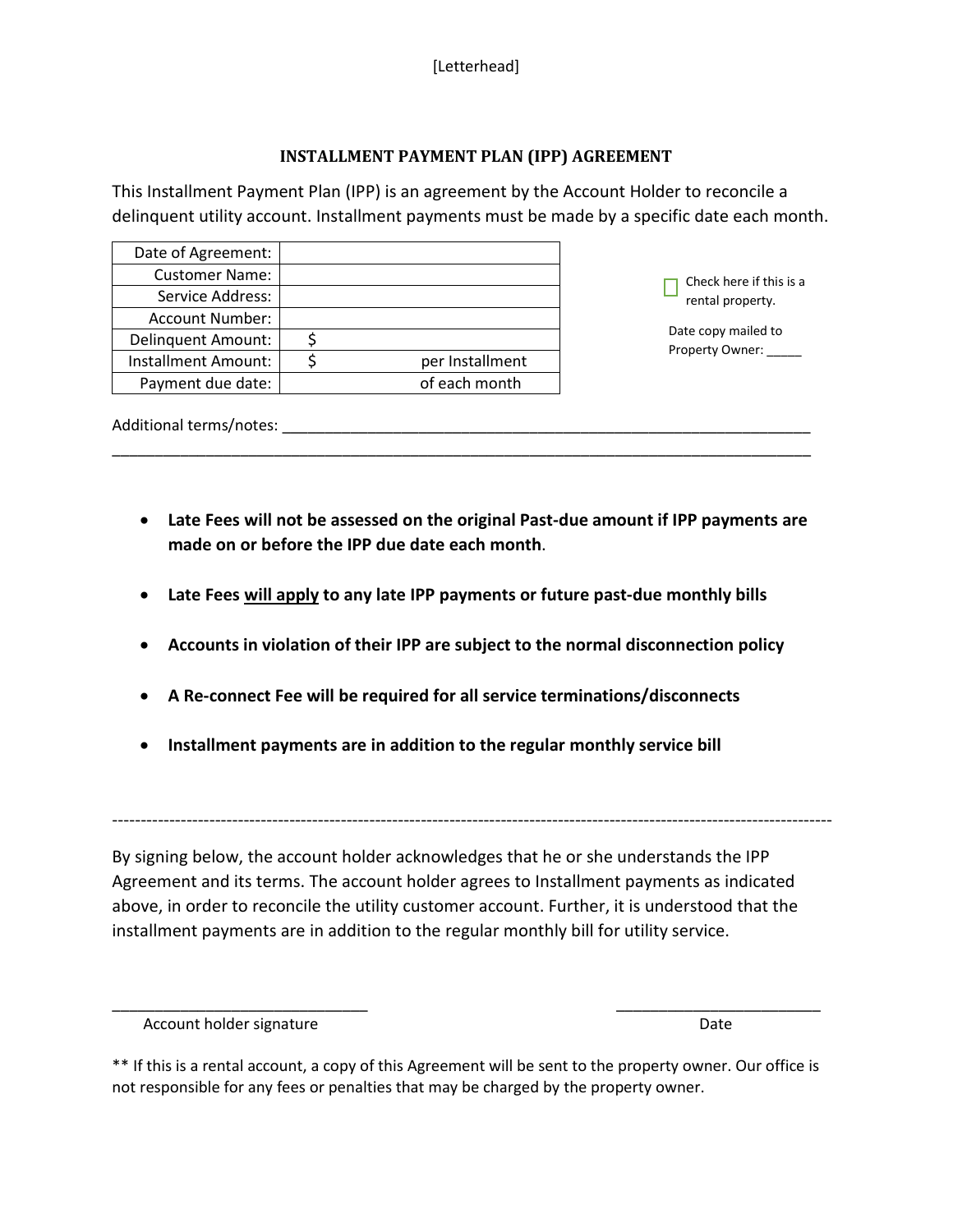[Letterhead]

## INSTALLMENT PAYMENT PLAN (IPP) AGREEMENT

This Installment Payment Plan (IPP) is an agreement by the Account Holder to reconcile a delinquent utility account. Installment payments must be made by a specific date each month.

| | |
|---|---|
| Date of Agreement: | |
| Customer Name: | |
| Service Address: | |
| Account Number: | |
| Delinquent Amount: | $ |
| Installment Amount: | $ per Installment |
| Payment due date: | of each month |

☐ Check here if this is a rental property.

Date copy mailed to Property Owner: _____

Additional terms/notes: ________________________________________________________________
________________________________________________________________________________

- **Late Fees will not be assessed on the original Past-due amount if IPP payments are made on or before the IPP due date each month**.
- **Late Fees <u>will apply</u> to any late IPP payments or future past-due monthly bills**
- **Accounts in violation of their IPP are subject to the normal disconnection policy**
- **A Re-connect Fee will be required for all service terminations/disconnects**
- **Installment payments are in addition to the regular monthly service bill**

---

By signing below, the account holder acknowledges that he or she understands the IPP Agreement and its terms. The account holder agrees to Installment payments as indicated above, in order to reconcile the utility customer account. Further, it is understood that the installment payments are in addition to the regular monthly bill for utility service.

______________________________ ________________________
Account holder signature Date

** If this is a rental account, a copy of this Agreement will be sent to the property owner. Our office is not responsible for any fees or penalties that may be charged by the property owner.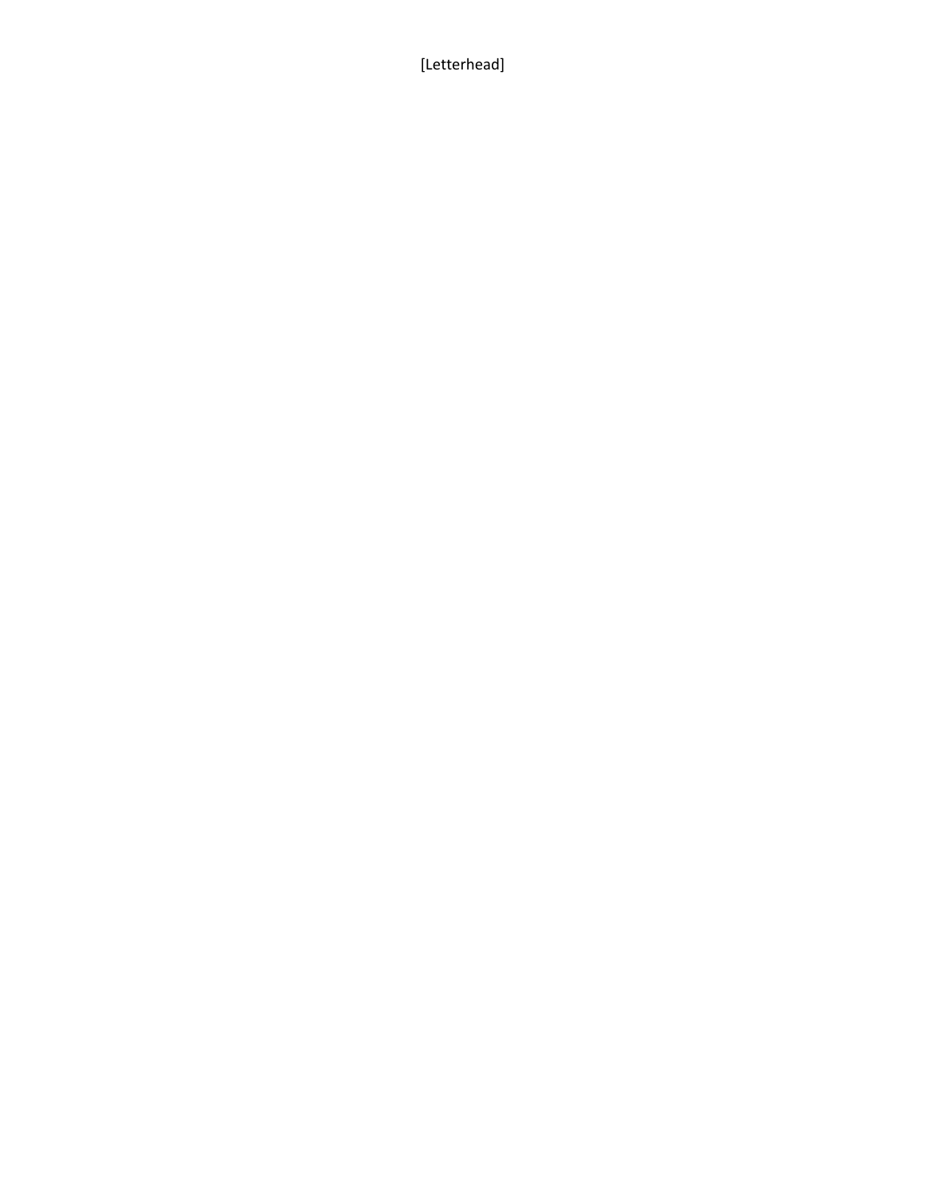[Letterhead]